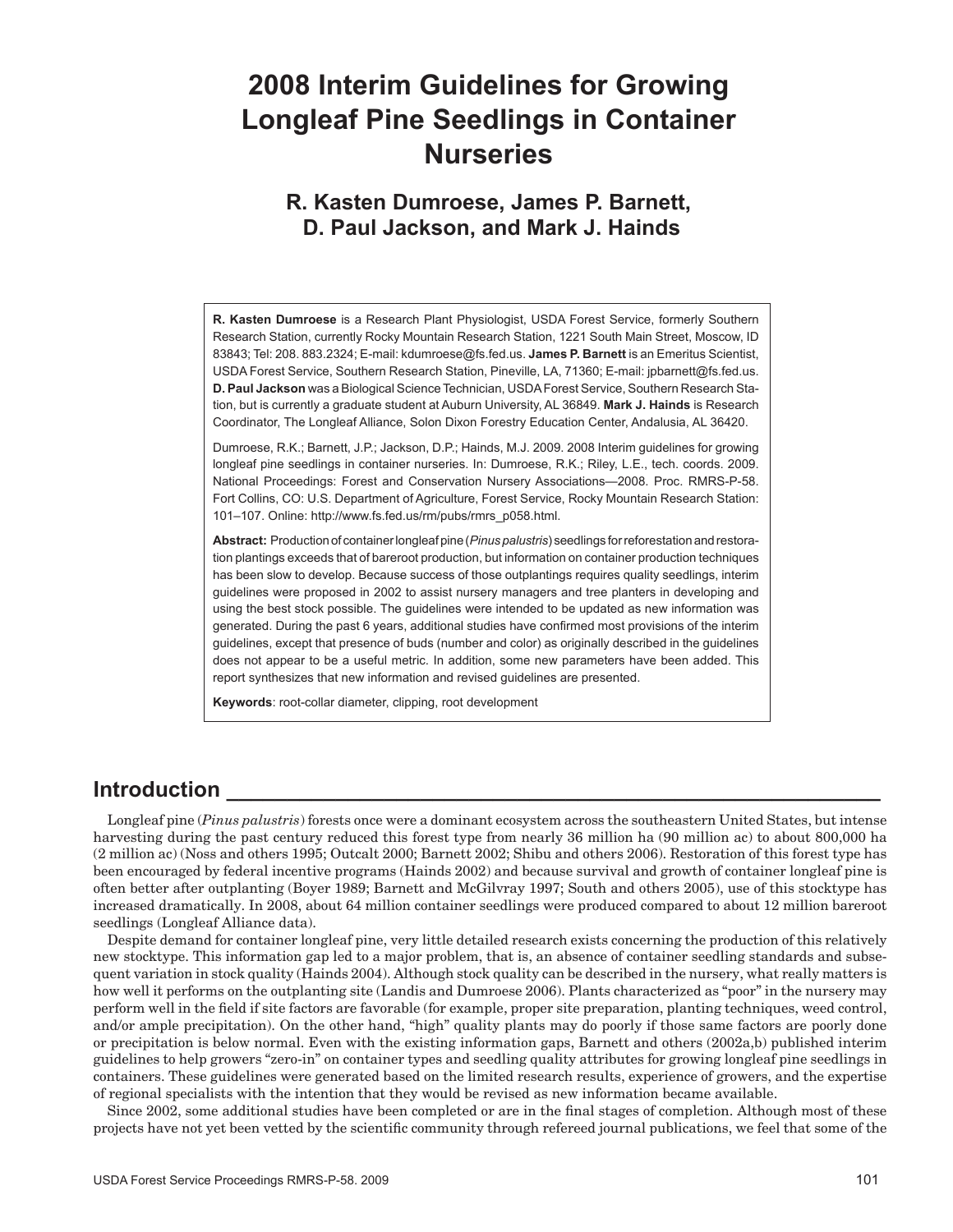# 2008 Interim Guidelines for Growing Longleaf Pine Seedlings in Container Nurseries

## R. Kasten Dumroese, James P. Barnett, D. Paul Jackson, and Mark J. Hainds

**R. Kasten Dumroese** is a Research Plant Physiologist, USDA Forest Service, formerly Southern Research Station, currently Rocky Mountain Research Station, 1221 South Main Street, Moscow, ID 83843; Tel: 208. 883.2324; E-mail: kdumroese@fs.fed.us. **James P. Barnett** is an Emeritus Scientist, USDA Forest Service, Southern Research Station, Pineville, LA, 71360; E-mail: jpbarnett@fs.fed.us. **D. Paul Jackson** was a Biological Science Technician, USDA Forest Service, Southern Research Station, but is currently a graduate student at Auburn University, AL 36849. **Mark J. Hainds** is Research Coordinator, The Longleaf Alliance, Solon Dixon Forestry Education Center, Andalusia, AL 36420.

Dumroese, R.K.; Barnett, J.P.; Jackson, D.P.; Hainds, M.J. 2009. 2008 Interim guidelines for growing longleaf pine seedlings in container nurseries. In: Dumroese, R.K.; Riley, L.E., tech. coords. 2009. National Proceedings: Forest and Conservation Nursery Associations—2008. Proc. RMRS-P-58. Fort Collins, CO: U.S. Department of Agriculture, Forest Service, Rocky Mountain Research Station: 101–107. Online: http://www.fs.fed.us/rm/pubs/rmrs_p058.html.

**Abstract:** Production of container longleaf pine (*Pinus palustris*) seedlings for reforestation and restoration plantings exceeds that of bareroot production, but information on container production techniques has been slow to develop. Because success of those outplantings requires quality seedlings, interim guidelines were proposed in 2002 to assist nursery managers and tree planters in developing and using the best stock possible. The guidelines were intended to be updated as new information was generated. During the past 6 years, additional studies have confirmed most provisions of the interim guidelines, except that presence of buds (number and color) as originally described in the guidelines does not appear to be a useful metric. In addition, some new parameters have been added. This report synthesizes that new information and revised guidelines are presented.

**Keywords**: root-collar diameter, clipping, root development

## Introduction

Longleaf pine (*Pinus palustris*) forests once were a dominant ecosystem across the southeastern United States, but intense harvesting during the past century reduced this forest type from nearly 36 million ha (90 million ac) to about 800,000 ha (2 million ac) (Noss and others 1995; Outcalt 2000; Barnett 2002; Shibu and others 2006). Restoration of this forest type has been encouraged by federal incentive programs (Hainds 2002) and because survival and growth of container longleaf pine is often better after outplanting (Boyer 1989; Barnett and McGilvray 1997; South and others 2005), use of this stocktype has increased dramatically. In 2008, about 64 million container seedlings were produced compared to about 12 million bareroot seedlings (Longleaf Alliance data).

Despite demand for container longleaf pine, very little detailed research exists concerning the production of this relatively new stocktype. This information gap led to a major problem, that is, an absence of container seedling standards and subsequent variation in stock quality (Hainds 2004). Although stock quality can be described in the nursery, what really matters is how well it performs on the outplanting site (Landis and Dumroese 2006). Plants characterized as "poor" in the nursery may perform well in the field if site factors are favorable (for example, proper site preparation, planting techniques, weed control, and/or ample precipitation). On the other hand, "high" quality plants may do poorly if those same factors are poorly done or precipitation is below normal. Even with the existing information gaps, Barnett and others (2002a,b) published interim guidelines to help growers "zero-in" on container types and seedling quality attributes for growing longleaf pine seedlings in containers. These guidelines were generated based on the limited research results, experience of growers, and the expertise of regional specialists with the intention that they would be revised as new information became available.

Since 2002, some additional studies have been completed or are in the final stages of completion. Although most of these projects have not yet been vetted by the scientific community through refereed journal publications, we feel that some of the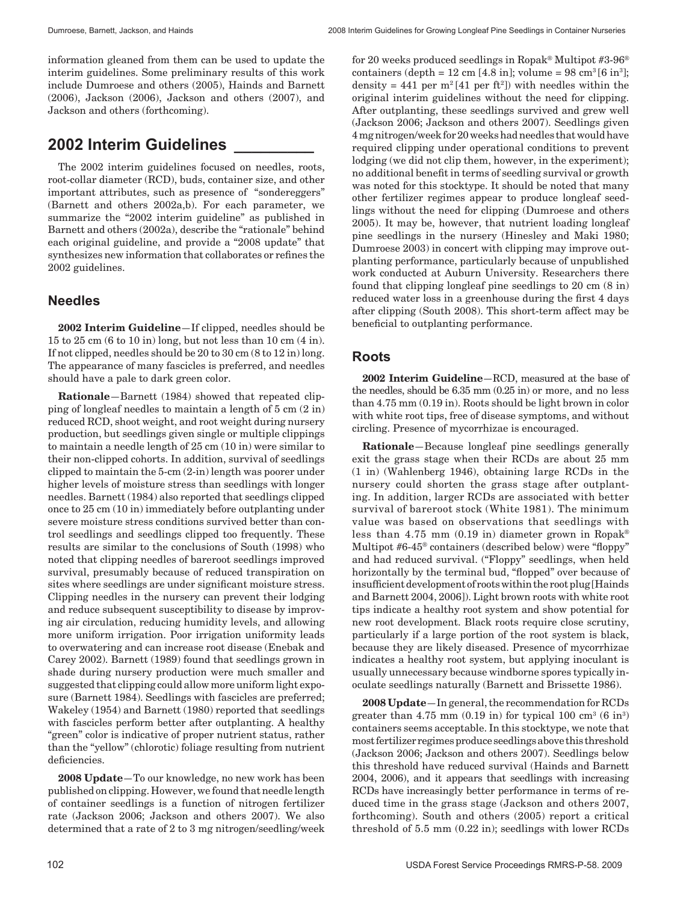information gleaned from them can be used to update the interim guidelines. Some preliminary results of this work include Dumroese and others (2005), Hainds and Barnett (2006), Jackson (2006), Jackson and others (2007), and Jackson and others (forthcoming).

## 2002 Interim Guidelines

The 2002 interim guidelines focused on needles, roots, root-collar diameter (RCD), buds, container size, and other important attributes, such as presence of "sondereggers" (Barnett and others 2002a,b). For each parameter, we summarize the "2002 interim guideline" as published in Barnett and others (2002a), describe the "rationale" behind each original guideline, and provide a "2008 update" that synthesizes new information that collaborates or refines the 2002 guidelines.

### Needles

**2002 Interim Guideline**—If clipped, needles should be 15 to 25 cm (6 to 10 in) long, but not less than 10 cm (4 in). If not clipped, needles should be 20 to 30 cm (8 to 12 in) long. The appearance of many fascicles is preferred, and needles should have a pale to dark green color.

**Rationale**—Barnett (1984) showed that repeated clipping of longleaf needles to maintain a length of 5 cm (2 in) reduced RCD, shoot weight, and root weight during nursery production, but seedlings given single or multiple clippings to maintain a needle length of 25 cm (10 in) were similar to their non-clipped cohorts. In addition, survival of seedlings clipped to maintain the 5-cm (2-in) length was poorer under higher levels of moisture stress than seedlings with longer needles. Barnett (1984) also reported that seedlings clipped once to 25 cm (10 in) immediately before outplanting under severe moisture stress conditions survived better than control seedlings and seedlings clipped too frequently. These results are similar to the conclusions of South (1998) who noted that clipping needles of bareroot seedlings improved survival, presumably because of reduced transpiration on sites where seedlings are under significant moisture stress. Clipping needles in the nursery can prevent their lodging and reduce subsequent susceptibility to disease by improving air circulation, reducing humidity levels, and allowing more uniform irrigation. Poor irrigation uniformity leads to overwatering and can increase root disease (Enebak and Carey 2002). Barnett (1989) found that seedlings grown in shade during nursery production were much smaller and suggested that clipping could allow more uniform light exposure (Barnett 1984). Seedlings with fascicles are preferred; Wakeley (1954) and Barnett (1980) reported that seedlings with fascicles perform better after outplanting. A healthy "green" color is indicative of proper nutrient status, rather than the "yellow" (chlorotic) foliage resulting from nutrient deficiencies.

**2008 Update**—To our knowledge, no new work has been published on clipping. However, we found that needle length of container seedlings is a function of nitrogen fertilizer rate (Jackson 2006; Jackson and others 2007). We also determined that a rate of 2 to 3 mg nitrogen/seedling/week for 20 weeks produced seedlings in Ropak® Multipot #3-96® containers (depth = 12 cm [4.8 in]; volume = 98 $cm^3$ [6 $in^3$]; density = 441 per $m^2$ [41 per $ft^2$]) with needles within the original interim guidelines without the need for clipping. After outplanting, these seedlings survived and grew well (Jackson 2006; Jackson and others 2007). Seedlings given 4 mg nitrogen/week for 20 weeks had needles that would have required clipping under operational conditions to prevent lodging (we did not clip them, however, in the experiment); no additional benefit in terms of seedling survival or growth was noted for this stocktype. It should be noted that many other fertilizer regimes appear to produce longleaf seedlings without the need for clipping (Dumroese and others 2005). It may be, however, that nutrient loading longleaf pine seedlings in the nursery (Hinesley and Maki 1980; Dumroese 2003) in concert with clipping may improve outplanting performance, particularly because of unpublished work conducted at Auburn University. Researchers there found that clipping longleaf pine seedlings to 20 cm (8 in) reduced water loss in a greenhouse during the first 4 days after clipping (South 2008). This short-term affect may be beneficial to outplanting performance.

### Roots

**2002 Interim Guideline**—RCD, measured at the base of the needles, should be 6.35 mm (0.25 in) or more, and no less than 4.75 mm (0.19 in). Roots should be light brown in color with white root tips, free of disease symptoms, and without circling. Presence of mycorrhizae is encouraged.

**Rationale**—Because longleaf pine seedlings generally exit the grass stage when their RCDs are about 25 mm (1 in) (Wahlenberg 1946), obtaining large RCDs in the nursery could shorten the grass stage after outplanting. In addition, larger RCDs are associated with better survival of bareroot stock (White 1981). The minimum value was based on observations that seedlings with less than 4.75 mm (0.19 in) diameter grown in Ropak® Multipot #6-45® containers (described below) were "floppy" and had reduced survival. ("Floppy" seedlings, when held horizontally by the terminal bud, "flopped" over because of insufficient development of roots within the root plug [Hainds and Barnett 2004, 2006]). Light brown roots with white root tips indicate a healthy root system and show potential for new root development. Black roots require close scrutiny, particularly if a large portion of the root system is black, because they are likely diseased. Presence of mycorrhizae indicates a healthy root system, but applying inoculant is usually unnecessary because windborne spores typically inoculate seedlings naturally (Barnett and Brissette 1986).

**2008 Update**—In general, the recommendation for RCDs greater than 4.75 mm (0.19 in) for typical 100 $cm^3$ (6 $in^3$) containers seems acceptable. In this stocktype, we note that most fertilizer regimes produce seedlings above this threshold (Jackson 2006; Jackson and others 2007). Seedlings below this threshold have reduced survival (Hainds and Barnett 2004, 2006), and it appears that seedlings with increasing RCDs have increasingly better performance in terms of reduced time in the grass stage (Jackson and others 2007, forthcoming). South and others (2005) report a critical threshold of 5.5 mm (0.22 in); seedlings with lower RCDs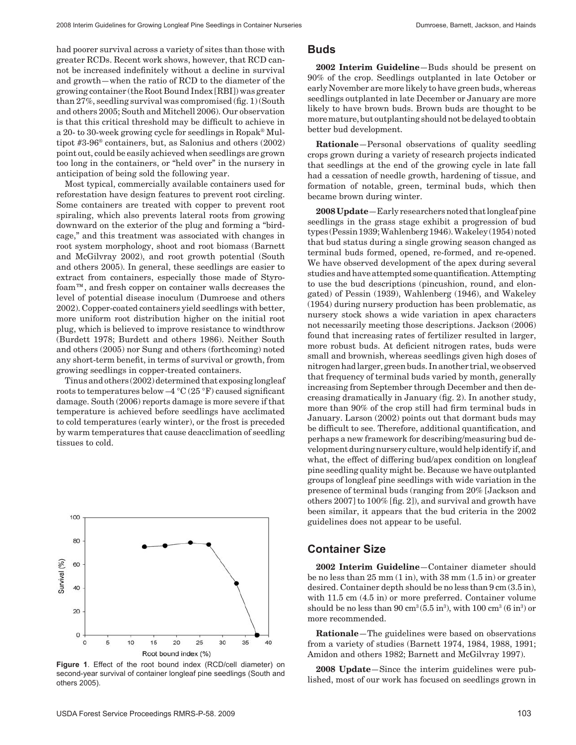had poorer survival across a variety of sites than those with greater RCDs. Recent work shows, however, that RCD cannot be increased indefinitely without a decline in survival and growth—when the ratio of RCD to the diameter of the growing container (the Root Bound Index [RBI]) was greater than 27%, seedling survival was compromised (fig. 1) (South and others 2005; South and Mitchell 2006). Our observation is that this critical threshold may be difficult to achieve in a 20- to 30-week growing cycle for seedlings in Ropak® Multipot #3-96® containers, but, as Salonius and others (2002) point out, could be easily achieved when seedlings are grown too long in the containers, or "held over" in the nursery in anticipation of being sold the following year.

Most typical, commercially available containers used for reforestation have design features to prevent root circling. Some containers are treated with copper to prevent root spiraling, which also prevents lateral roots from growing downward on the exterior of the plug and forming a "birdcage," and this treatment was associated with changes in root system morphology, shoot and root biomass (Barnett and McGilvray 2002), and root growth potential (South and others 2005). In general, these seedlings are easier to extract from containers, especially those made of Styrofoam™, and fresh copper on container walls decreases the level of potential disease inoculum (Dumroese and others 2002). Copper-coated containers yield seedlings with better, more uniform root distribution higher on the initial root plug, which is believed to improve resistance to windthrow (Burdett 1978; Burdett and others 1986). Neither South and others (2005) nor Sung and others (forthcoming) noted any short-term benefit, in terms of survival or growth, from growing seedlings in copper-treated containers.

Tinus and others (2002) determined that exposing longleaf roots to temperatures below –4 °C (25 °F) caused significant damage. South (2006) reports damage is more severe if that temperature is achieved before seedlings have acclimated to cold temperatures (early winter), or the frost is preceded by warm temperatures that cause deacclimation of seedling tissues to cold.

**Figure 1**. Effect of the root bound index (RCD/cell diameter) on second-year survival of container longleaf pine seedlings (South and others 2005).

## Buds

**2002 Interim Guideline**—Buds should be present on 90% of the crop. Seedlings outplanted in late October or early November are more likely to have green buds, whereas seedlings outplanted in late December or January are more likely to have brown buds. Brown buds are thought to be more mature, but outplanting should not be delayed to obtain better bud development.

**Rationale**—Personal observations of quality seedling crops grown during a variety of research projects indicated that seedlings at the end of the growing cycle in late fall had a cessation of needle growth, hardening of tissue, and formation of notable, green, terminal buds, which then became brown during winter.

**2008 Update**—Early researchers noted that longleaf pine seedlings in the grass stage exhibit a progression of bud types (Pessin 1939; Wahlenberg 1946). Wakeley (1954) noted that bud status during a single growing season changed as terminal buds formed, opened, re-formed, and re-opened. We have observed development of the apex during several studies and have attempted some quantification. Attempting to use the bud descriptions (pincushion, round, and elongated) of Pessin (1939), Wahlenberg (1946), and Wakeley (1954) during nursery production has been problematic, as nursery stock shows a wide variation in apex characters not necessarily meeting those descriptions. Jackson (2006) found that increasing rates of fertilizer resulted in larger, more robust buds. At deficient nitrogen rates, buds were small and brownish, whereas seedlings given high doses of nitrogen had larger, green buds. In another trial, we observed that frequency of terminal buds varied by month, generally increasing from September through December and then decreasing dramatically in January (fig. 2). In another study, more than 90% of the crop still had firm terminal buds in January. Larson (2002) points out that dormant buds may be difficult to see. Therefore, additional quantification, and perhaps a new framework for describing/measuring bud development during nursery culture, would help identify if, and what, the effect of differing bud/apex condition on longleaf pine seedling quality might be. Because we have outplanted groups of longleaf pine seedlings with wide variation in the presence of terminal buds (ranging from 20% [Jackson and others 2007] to 100% [fig. 2]), and survival and growth have been similar, it appears that the bud criteria in the 2002 guidelines does not appear to be useful.

## Container Size

**2002 Interim Guideline**—Container diameter should be no less than 25 mm (1 in), with 38 mm (1.5 in) or greater desired. Container depth should be no less than 9 cm (3.5 in), with 11.5 cm (4.5 in) or more preferred. Container volume should be no less than 90 $cm^3$ (5.5 $in^3$), with 100 $cm^3$ (6 $in^3$) or more recommended.

**Rationale**—The guidelines were based on observations from a variety of studies (Barnett 1974, 1984, 1988, 1991; Amidon and others 1982; Barnett and McGilvray 1997).

**2008 Update**—Since the interim guidelines were published, most of our work has focused on seedlings grown in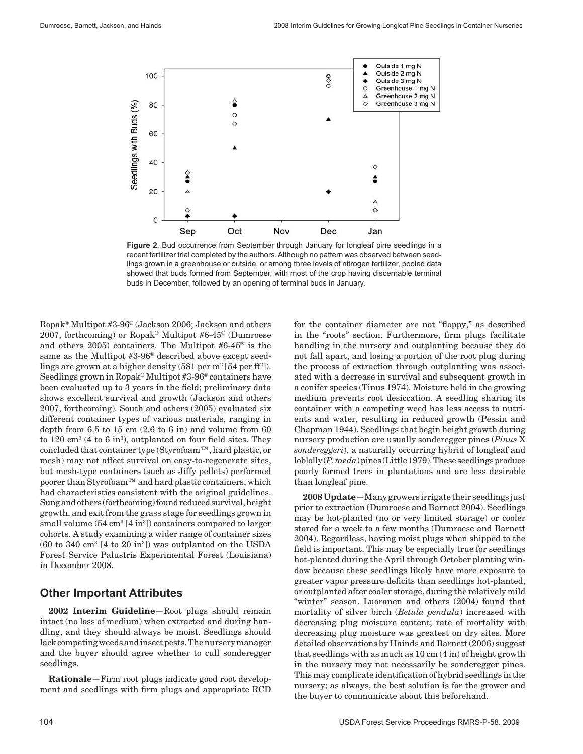**Figure 2**. Bud occurrence from September through January for longleaf pine seedlings in a recent fertilizer trial completed by the authors. Although no pattern was observed between seedlings grown in a greenhouse or outside, or among three levels of nitrogen fertilizer, pooled data showed that buds formed from September, with most of the crop having discernable terminal buds in December, followed by an opening of terminal buds in January.

Ropak® Multipot #3-96® (Jackson 2006; Jackson and others 2007, forthcoming) or Ropak® Multipot #6-45® (Dumroese and others 2005) containers. The Multipot #6-45® is the same as the Multipot #3-96® described above except seedlings are grown at a higher density (581 per m$^2$ [54 per ft$^2$]). Seedlings grown in Ropak® Multipot #3-96® containers have been evaluated up to 3 years in the field; preliminary data shows excellent survival and growth (Jackson and others 2007, forthcoming). South and others (2005) evaluated six different container types of various materials, ranging in depth from 6.5 to 15 cm (2.6 to 6 in) and volume from 60 to 120 cm$^3$ (4 to 6 in$^3$), outplanted on four field sites. They concluded that container type (Styrofoam™, hard plastic, or mesh) may not affect survival on easy-to-regenerate sites, but mesh-type containers (such as Jiffy pellets) performed poorer than Styrofoam™ and hard plastic containers, which had characteristics consistent with the original guidelines. Sung and others (forthcoming) found reduced survival, height growth, and exit from the grass stage for seedlings grown in small volume (54 cm$^3$ [4 in$^3$]) containers compared to larger cohorts. A study examining a wider range of container sizes (60 to 340 cm$^3$ [4 to 20 in$^3$]) was outplanted on the USDA Forest Service Palustris Experimental Forest (Louisiana) in December 2008.

## Other Important Attributes

**2002 Interim Guideline**—Root plugs should remain intact (no loss of medium) when extracted and during handling, and they should always be moist. Seedlings should lack competing weeds and insect pests. The nursery manager and the buyer should agree whether to cull sonderegger seedlings.

**Rationale**—Firm root plugs indicate good root development and seedlings with firm plugs and appropriate RCD for the container diameter are not "floppy," as described in the "roots" section. Furthermore, firm plugs facilitate handling in the nursery and outplanting because they do not fall apart, and losing a portion of the root plug during the process of extraction through outplanting was associated with a decrease in survival and subsequent growth in a conifer species (Tinus 1974). Moisture held in the growing medium prevents root desiccation. A seedling sharing its container with a competing weed has less access to nutrients and water, resulting in reduced growth (Pessin and Chapman 1944). Seedlings that begin height growth during nursery production are usually sonderegger pines (*Pinus* X *sondereggeri*), a naturally occurring hybrid of longleaf and loblolly (*P. taeda*) pines (Little 1979). These seedlings produce poorly formed trees in plantations and are less desirable than longleaf pine.

**2008 Update**—Many growers irrigate their seedlings just prior to extraction (Dumroese and Barnett 2004). Seedlings may be hot-planted (no or very limited storage) or cooler stored for a week to a few months (Dumroese and Barnett 2004). Regardless, having moist plugs when shipped to the field is important. This may be especially true for seedlings hot-planted during the April through October planting window because these seedlings likely have more exposure to greater vapor pressure deficits than seedlings hot-planted, or outplanted after cooler storage, during the relatively mild "winter" season. Luoranen and others (2004) found that mortality of silver birch (*Betula pendula*) increased with decreasing plug moisture content; rate of mortality with decreasing plug moisture was greatest on dry sites. More detailed observations by Hainds and Barnett (2006) suggest that seedlings with as much as 10 cm (4 in) of height growth in the nursery may not necessarily be sonderegger pines. This may complicate identification of hybrid seedlings in the nursery; as always, the best solution is for the grower and the buyer to communicate about this beforehand.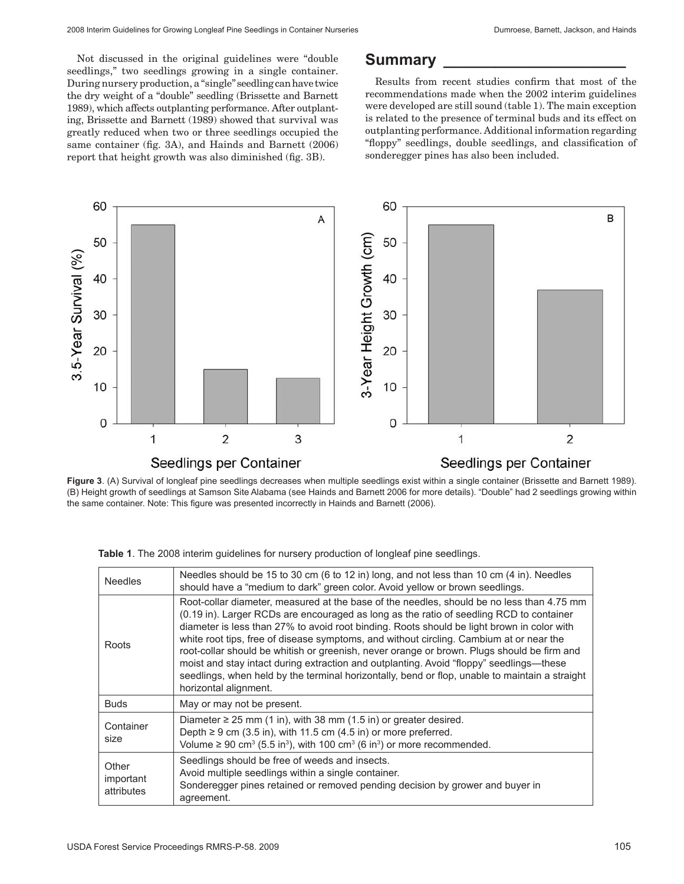Not discussed in the original guidelines were "double seedlings," two seedlings growing in a single container. During nursery production, a "single" seedling can have twice the dry weight of a "double" seedling (Brissette and Barnett 1989), which affects outplanting performance. After outplanting, Brissette and Barnett (1989) showed that survival was greatly reduced when two or three seedlings occupied the same container (fig. 3A), and Hainds and Barnett (2006) report that height growth was also diminished (fig. 3B).

## Summary

Results from recent studies confirm that most of the recommendations made when the 2002 interim guidelines were developed are still sound (table 1). The main exception is related to the presence of terminal buds and its effect on outplanting performance. Additional information regarding "floppy" seedlings, double seedlings, and classification of sonderegger pines has also been included.

**Figure 3**. (A) Survival of longleaf pine seedlings decreases when multiple seedlings exist within a single container (Brissette and Barnett 1989). (B) Height growth of seedlings at Samson Site Alabama (see Hainds and Barnett 2006 for more details). "Double" had 2 seedlings growing within the same container. Note: This figure was presented incorrectly in Hainds and Barnett (2006).

**Table 1**. The 2008 interim guidelines for nursery production of longleaf pine seedlings.

| | |
|---|---|
| Needles | Needles should be 15 to 30 cm (6 to 12 in) long, and not less than 10 cm (4 in). Needles should have a "medium to dark" green color. Avoid yellow or brown seedlings. |
| Roots | Root-collar diameter, measured at the base of the needles, should be no less than 4.75 mm (0.19 in). Larger RCDs are encouraged as long as the ratio of seedling RCD to container diameter is less than 27% to avoid root binding. Roots should be light brown in color with white root tips, free of disease symptoms, and without circling. Cambium at or near the root-collar should be whitish or greenish, never orange or brown. Plugs should be firm and moist and stay intact during extraction and outplanting. Avoid "floppy" seedlings—these seedlings, when held by the terminal horizontally, bend or flop, unable to maintain a straight horizontal alignment. |
| Buds | May or may not be present. |
| Container size | Diameter ≥ 25 mm (1 in), with 38 mm (1.5 in) or greater desired.<br>Depth ≥ 9 cm (3.5 in), with 11.5 cm (4.5 in) or more preferred.<br>Volume ≥ 90 $cm^3$ (5.5 $in^3$), with 100 $cm^3$ (6 $in^3$) or more recommended. |
| Other important attributes | Seedlings should be free of weeds and insects.<br>Avoid multiple seedlings within a single container.<br>Sonderegger pines retained or removed pending decision by grower and buyer in agreement. |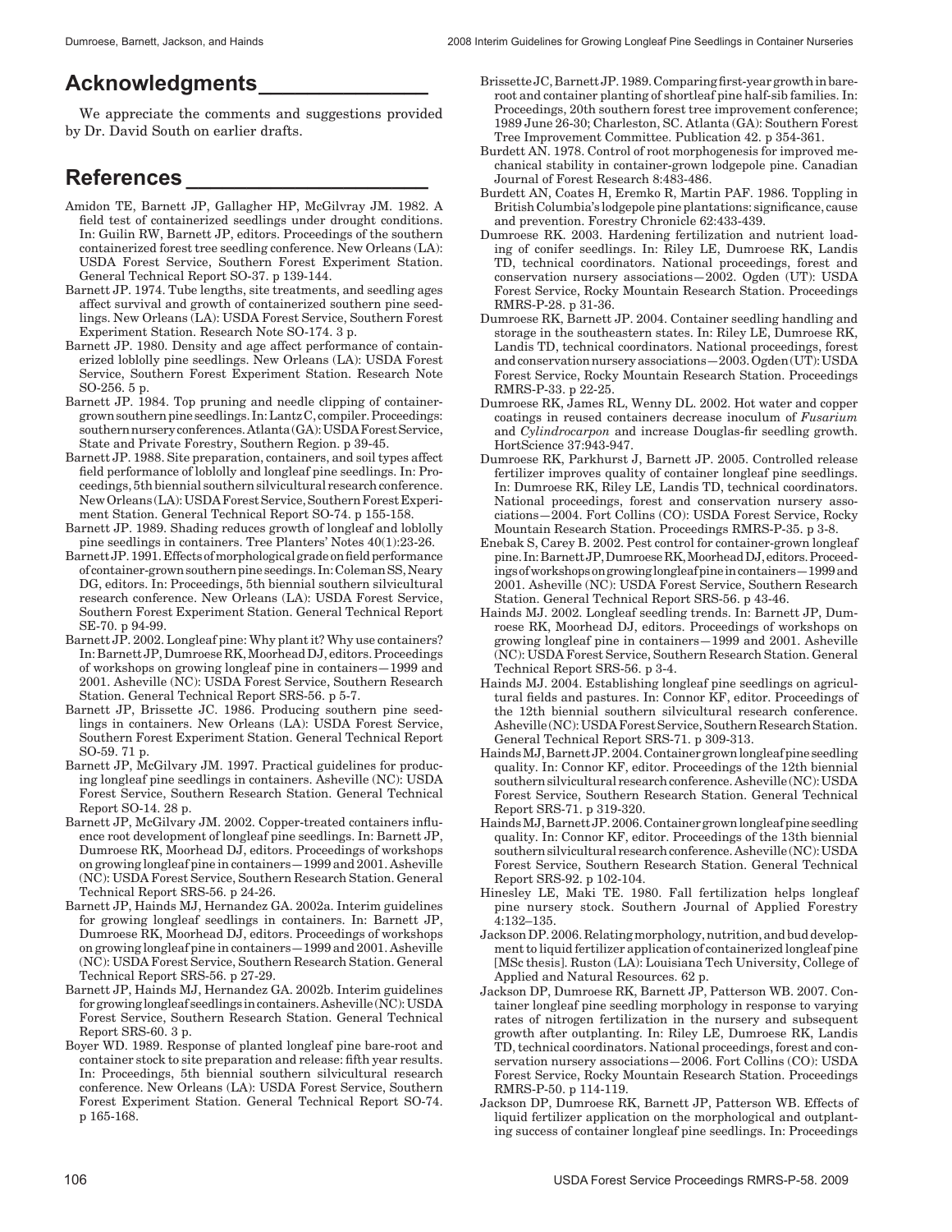## Acknowledgments

We appreciate the comments and suggestions provided by Dr. David South on earlier drafts.

## References

Amidon TE, Barnett JP, Gallagher HP, McGilvray JM. 1982. A field test of containerized seedlings under drought conditions. In: Guilin RW, Barnett JP, editors. Proceedings of the southern containerized forest tree seedling conference. New Orleans (LA): USDA Forest Service, Southern Forest Experiment Station. General Technical Report SO-37. p 139-144.

Barnett JP. 1974. Tube lengths, site treatments, and seedling ages affect survival and growth of containerized southern pine seedlings. New Orleans (LA): USDA Forest Service, Southern Forest Experiment Station. Research Note SO-174. 3 p.

Barnett JP. 1980. Density and age affect performance of containerized loblolly pine seedlings. New Orleans (LA): USDA Forest Service, Southern Forest Experiment Station. Research Note SO-256. 5 p.

Barnett JP. 1984. Top pruning and needle clipping of container-grown southern pine seedlings. In: Lantz C, compiler. Proceedings: southern nursery conferences. Atlanta (GA): USDA Forest Service, State and Private Forestry, Southern Region. p 39-45.

Barnett JP. 1988. Site preparation, containers, and soil types affect field performance of loblolly and longleaf pine seedlings. In: Proceedings, 5th biennial southern silvicultural research conference. New Orleans (LA): USDA Forest Service, Southern Forest Experiment Station. General Technical Report SO-74. p 155-158.

Barnett JP. 1989. Shading reduces growth of longleaf and loblolly pine seedlings in containers. Tree Planters' Notes 40(1):23-26.

Barnett JP. 1991. Effects of morphological grade on field performance of container-grown southern pine seedlings. In: Coleman SS, Neary DG, editors. In: Proceedings, 5th biennial southern silvicultural research conference. New Orleans (LA): USDA Forest Service, Southern Forest Experiment Station. General Technical Report SE-70. p 94-99.

Barnett JP. 2002. Longleaf pine: Why plant it? Why use containers? In: Barnett JP, Dumroese RK, Moorhead DJ, editors. Proceedings of workshops on growing longleaf pine in containers—1999 and 2001. Asheville (NC): USDA Forest Service, Southern Research Station. General Technical Report SRS-56. p 5-7.

Barnett JP, Brissette JC. 1986. Producing southern pine seedlings in containers. New Orleans (LA): USDA Forest Service, Southern Forest Experiment Station. General Technical Report SO-59. 71 p.

Barnett JP, McGilvary JM. 1997. Practical guidelines for producing longleaf pine seedlings in containers. Asheville (NC): USDA Forest Service, Southern Research Station. General Technical Report SO-14. 28 p.

Barnett JP, McGilvary JM. 2002. Copper-treated containers influence root development of longleaf pine seedlings. In: Barnett JP, Dumroese RK, Moorhead DJ, editors. Proceedings of workshops on growing longleaf pine in containers—1999 and 2001. Asheville (NC): USDA Forest Service, Southern Research Station. General Technical Report SRS-56. p 24-26.

Barnett JP, Hainds MJ, Hernandez GA. 2002a. Interim guidelines for growing longleaf seedlings in containers. In: Barnett JP, Dumroese RK, Moorhead DJ, editors. Proceedings of workshops on growing longleaf pine in containers—1999 and 2001. Asheville (NC): USDA Forest Service, Southern Research Station. General Technical Report SRS-56. p 27-29.

Barnett JP, Hainds MJ, Hernandez GA. 2002b. Interim guidelines for growing longleaf seedlings in containers. Asheville (NC): USDA Forest Service, Southern Research Station. General Technical Report SRS-60. 3 p.

Boyer WD. 1989. Response of planted longleaf pine bare-root and container stock to site preparation and release: fifth year results. In: Proceedings, 5th biennial southern silvicultural research conference. New Orleans (LA): USDA Forest Service, Southern Forest Experiment Station. General Technical Report SO-74. p 165-168.

Brissette JC, Barnett JP. 1989. Comparing first-year growth in bare-root and container planting of shortleaf pine half-sib families. In: Proceedings, 20th southern forest tree improvement conference; 1989 June 26-30; Charleston, SC. Atlanta (GA): Southern Forest Tree Improvement Committee. Publication 42. p 354-361.

Burdett AN. 1978. Control of root morphogenesis for improved mechanical stability in container-grown lodgepole pine. Canadian Journal of Forest Research 8:483-486.

Burdett AN, Coates H, Eremko R, Martin PAF. 1986. Toppling in British Columbia's lodgepole pine plantations: significance, cause and prevention. Forestry Chronicle 62:433-439.

Dumroese RK. 2003. Hardening fertilization and nutrient loading of conifer seedlings. In: Riley LE, Dumroese RK, Landis TD, technical coordinators. National proceedings, forest and conservation nursery associations—2002. Ogden (UT): USDA Forest Service, Rocky Mountain Research Station. Proceedings RMRS-P-28. p 31-36.

Dumroese RK, Barnett JP. 2004. Container seedling handling and storage in the southeastern states. In: Riley LE, Dumroese RK, Landis TD, technical coordinators. National proceedings, forest and conservation nursery associations—2003. Ogden (UT): USDA Forest Service, Rocky Mountain Research Station. Proceedings RMRS-P-33. p 22-25.

Dumroese RK, James RL, Wenny DL. 2002. Hot water and copper coatings in reused containers decrease inoculum of *Fusarium* and *Cylindrocarpon* and increase Douglas-fir seedling growth. HortScience 37:943-947.

Dumroese RK, Parkhurst J, Barnett JP. 2005. Controlled release fertilizer improves quality of container longleaf pine seedlings. In: Dumroese RK, Riley LE, Landis TD, technical coordinators. National proceedings, forest and conservation nursery associations—2004. Fort Collins (CO): USDA Forest Service, Rocky Mountain Research Station. Proceedings RMRS-P-35. p 3-8.

Enebak S, Carey B. 2002. Pest control for container-grown longleaf pine. In: Barnett JP, Dumroese RK, Moorhead DJ, editors. Proceedings of workshops on growing longleaf pine in containers—1999 and 2001. Asheville (NC): USDA Forest Service, Southern Research Station. General Technical Report SRS-56. p 43-46.

Hainds MJ. 2002. Longleaf seedling trends. In: Barnett JP, Dumroese RK, Moorhead DJ, editors. Proceedings of workshops on growing longleaf pine in containers—1999 and 2001. Asheville (NC): USDA Forest Service, Southern Research Station. General Technical Report SRS-56. p 3-4.

Hainds MJ. 2004. Establishing longleaf pine seedlings on agricultural fields and pastures. In: Connor KF, editor. Proceedings of the 12th biennial southern silvicultural research conference. Asheville (NC): USDA Forest Service, Southern Research Station. General Technical Report SRS-71. p 309-313.

Hainds MJ, Barnett JP. 2004. Container grown longleaf pine seedling quality. In: Connor KF, editor. Proceedings of the 12th biennial southern silvicultural research conference. Asheville (NC): USDA Forest Service, Southern Research Station. General Technical Report SRS-71. p 319-320.

Hainds MJ, Barnett JP. 2006. Container grown longleaf pine seedling quality. In: Connor KF, editor. Proceedings of the 13th biennial southern silvicultural research conference. Asheville (NC): USDA Forest Service, Southern Research Station. General Technical Report SRS-92. p 102-104.

Hinesley LE, Maki TE. 1980. Fall fertilization helps longleaf pine nursery stock. Southern Journal of Applied Forestry 4:132–135.

Jackson DP. 2006. Relating morphology, nutrition, and bud development to liquid fertilizer application of containerized longleaf pine [MSc thesis]. Ruston (LA): Louisiana Tech University, College of Applied and Natural Resources. 62 p.

Jackson DP, Dumroese RK, Barnett JP, Patterson WB. 2007. Container longleaf pine seedling morphology in response to varying rates of nitrogen fertilization in the nursery and subsequent growth after outplanting. In: Riley LE, Dumroese RK, Landis TD, technical coordinators. National proceedings, forest and conservation nursery associations—2006. Fort Collins (CO): USDA Forest Service, Rocky Mountain Research Station. Proceedings RMRS-P-50. p 114-119.

Jackson DP, Dumroese RK, Barnett JP, Patterson WB. Effects of liquid fertilizer application on the morphological and outplanting success of container longleaf pine seedlings. In: Proceedings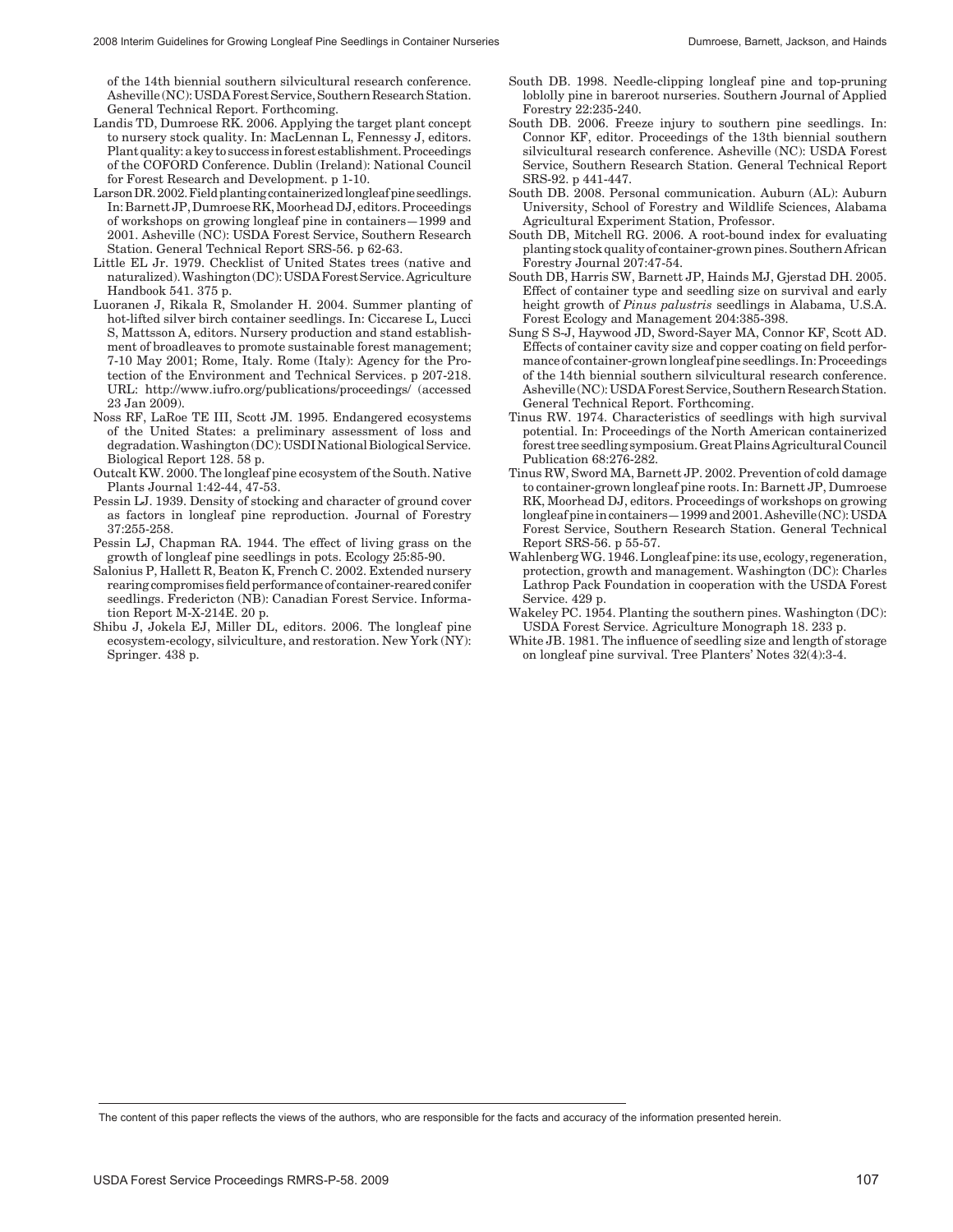of the 14th biennial southern silvicultural research conference. Asheville (NC): USDA Forest Service, Southern Research Station. General Technical Report. Forthcoming.

Landis TD, Dumroese RK. 2006. Applying the target plant concept to nursery stock quality. In: MacLennan L, Fennessy J, editors. Plant quality: a key to success in forest establishment. Proceedings of the COFORD Conference. Dublin (Ireland): National Council for Forest Research and Development. p 1-10.

Larson DR. 2002. Field planting containerized longleaf pine seedlings. In: Barnett JP, Dumroese RK, Moorhead DJ, editors. Proceedings of workshops on growing longleaf pine in containers—1999 and 2001. Asheville (NC): USDA Forest Service, Southern Research Station. General Technical Report SRS-56. p 62-63.

Little EL Jr. 1979. Checklist of United States trees (native and naturalized). Washington (DC): USDA Forest Service. Agriculture Handbook 541. 375 p.

Luoranen J, Rikala R, Smolander H. 2004. Summer planting of hot-lifted silver birch container seedlings. In: Ciccarese L, Lucci S, Mattsson A, editors. Nursery production and stand establishment of broadleaves to promote sustainable forest management; 7-10 May 2001; Rome, Italy. Rome (Italy): Agency for the Protection of the Environment and Technical Services. p 207-218. URL: http://www.iufro.org/publications/proceedings/ (accessed 23 Jan 2009).

Noss RF, LaRoe TE III, Scott JM. 1995. Endangered ecosystems of the United States: a preliminary assessment of loss and degradation. Washington (DC): USDI National Biological Service. Biological Report 128. 58 p.

Outcalt KW. 2000. The longleaf pine ecosystem of the South. Native Plants Journal 1:42-44, 47-53.

Pessin LJ. 1939. Density of stocking and character of ground cover as factors in longleaf pine reproduction. Journal of Forestry 37:255-258.

Pessin LJ, Chapman RA. 1944. The effect of living grass on the growth of longleaf pine seedlings in pots. Ecology 25:85-90.

Salonius P, Hallett R, Beaton K, French C. 2002. Extended nursery rearing compromises field performance of container-reared conifer seedlings. Fredericton (NB): Canadian Forest Service. Information Report M-X-214E. 20 p.

Shibu J, Jokela EJ, Miller DL, editors. 2006. The longleaf pine ecosystem-ecology, silviculture, and restoration. New York (NY): Springer. 438 p.

South DB. 1998. Needle-clipping longleaf pine and top-pruning loblolly pine in bareroot nurseries. Southern Journal of Applied Forestry 22:235-240.

South DB. 2006. Freeze injury to southern pine seedlings. In: Connor KF, editor. Proceedings of the 13th biennial southern silvicultural research conference. Asheville (NC): USDA Forest Service, Southern Research Station. General Technical Report SRS-92. p 441-447.

South DB. 2008. Personal communication. Auburn (AL): Auburn University, School of Forestry and Wildlife Sciences, Alabama Agricultural Experiment Station, Professor.

South DB, Mitchell RG. 2006. A root-bound index for evaluating planting stock quality of container-grown pines. Southern African Forestry Journal 207:47-54.

South DB, Harris SW, Barnett JP, Hainds MJ, Gjerstad DH. 2005. Effect of container type and seedling size on survival and early height growth of *Pinus palustris* seedlings in Alabama, U.S.A. Forest Ecology and Management 204:385-398.

Sung S S-J, Haywood JD, Sword-Sayer MA, Connor KF, Scott AD. Effects of container cavity size and copper coating on field performance of container-grown longleaf pine seedlings. In: Proceedings of the 14th biennial southern silvicultural research conference. Asheville (NC): USDA Forest Service, Southern Research Station. General Technical Report. Forthcoming.

Tinus RW. 1974. Characteristics of seedlings with high survival potential. In: Proceedings of the North American containerized forest tree seedling symposium. Great Plains Agricultural Council Publication 68:276-282.

Tinus RW, Sword MA, Barnett JP. 2002. Prevention of cold damage to container-grown longleaf pine roots. In: Barnett JP, Dumroese RK, Moorhead DJ, editors. Proceedings of workshops on growing longleaf pine in containers—1999 and 2001. Asheville (NC): USDA Forest Service, Southern Research Station. General Technical Report SRS-56. p 55-57.

Wahlenberg WG. 1946. Longleaf pine: its use, ecology, regeneration, protection, growth and management. Washington (DC): Charles Lathrop Pack Foundation in cooperation with the USDA Forest Service. 429 p.

Wakeley PC. 1954. Planting the southern pines. Washington (DC): USDA Forest Service. Agriculture Monograph 18. 233 p.

White JB. 1981. The influence of seedling size and length of storage on longleaf pine survival. Tree Planters' Notes 32(4):3-4.

The content of this paper reflects the views of the authors, who are responsible for the facts and accuracy of the information presented herein.